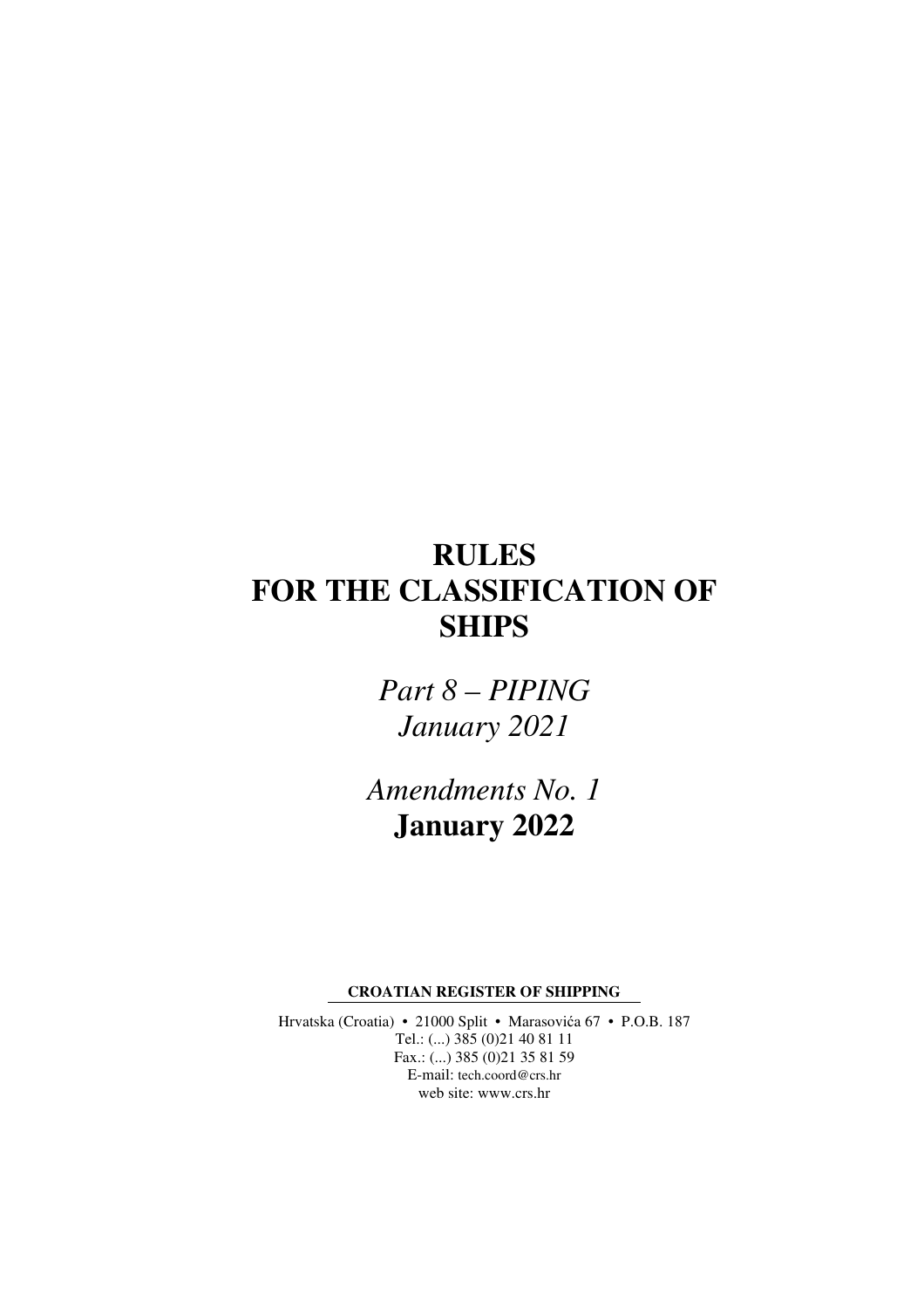# RULES FOR THE CLASSIFICATION OF SHIPS

*Part 8 – PIPING*
*January 2021*

*Amendments No. 1*
**January 2022**

**CROATIAN REGISTER OF SHIPPING**

Hrvatska (Croatia) • 21000 Split • Marasovića 67 • P.O.B. 187
Tel.: (...) 385 (0)21 40 81 11
Fax.: (...) 385 (0)21 35 81 59
E-mail: tech.coord@crs.hr
web site: www.crs.hr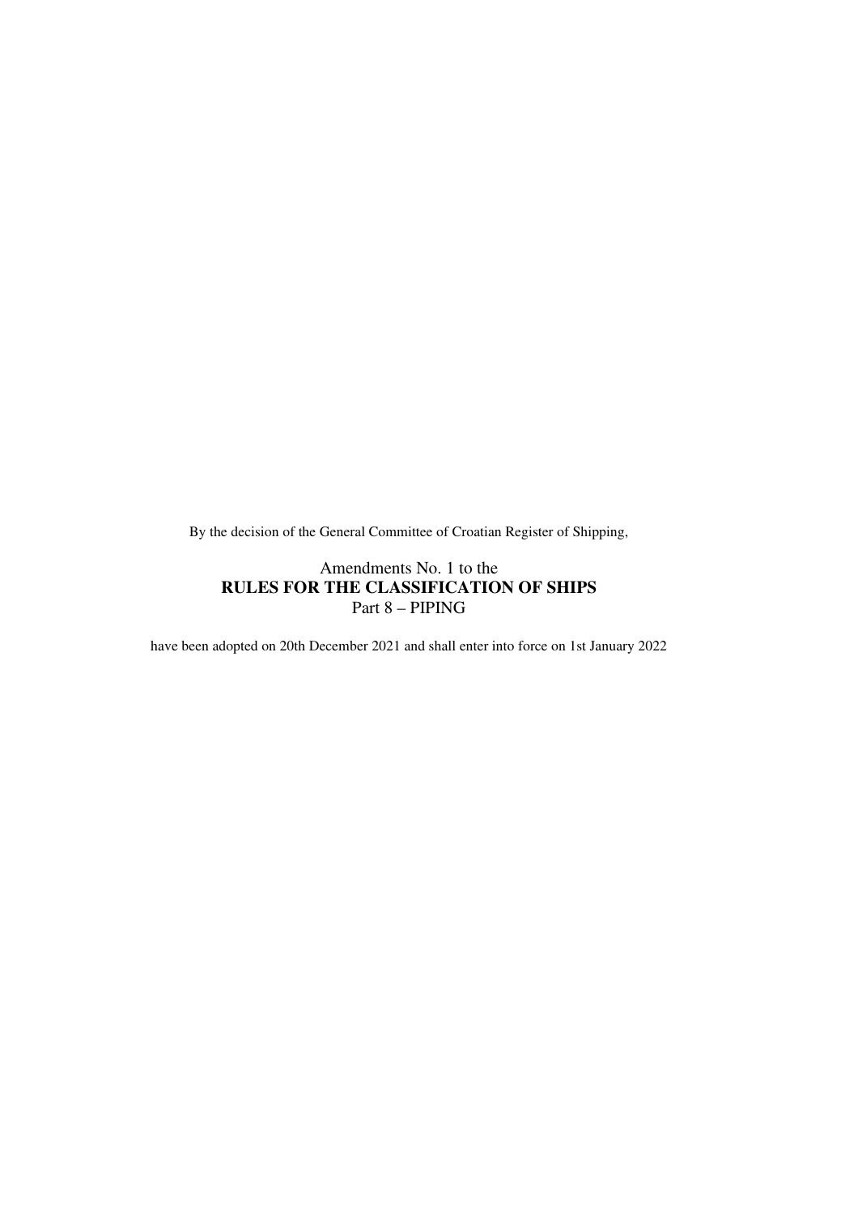By the decision of the General Committee of Croatian Register of Shipping,

Amendments No. 1 to the

**RULES FOR THE CLASSIFICATION OF SHIPS**

Part 8 – PIPING

have been adopted on 20th December 2021 and shall enter into force on 1st January 2022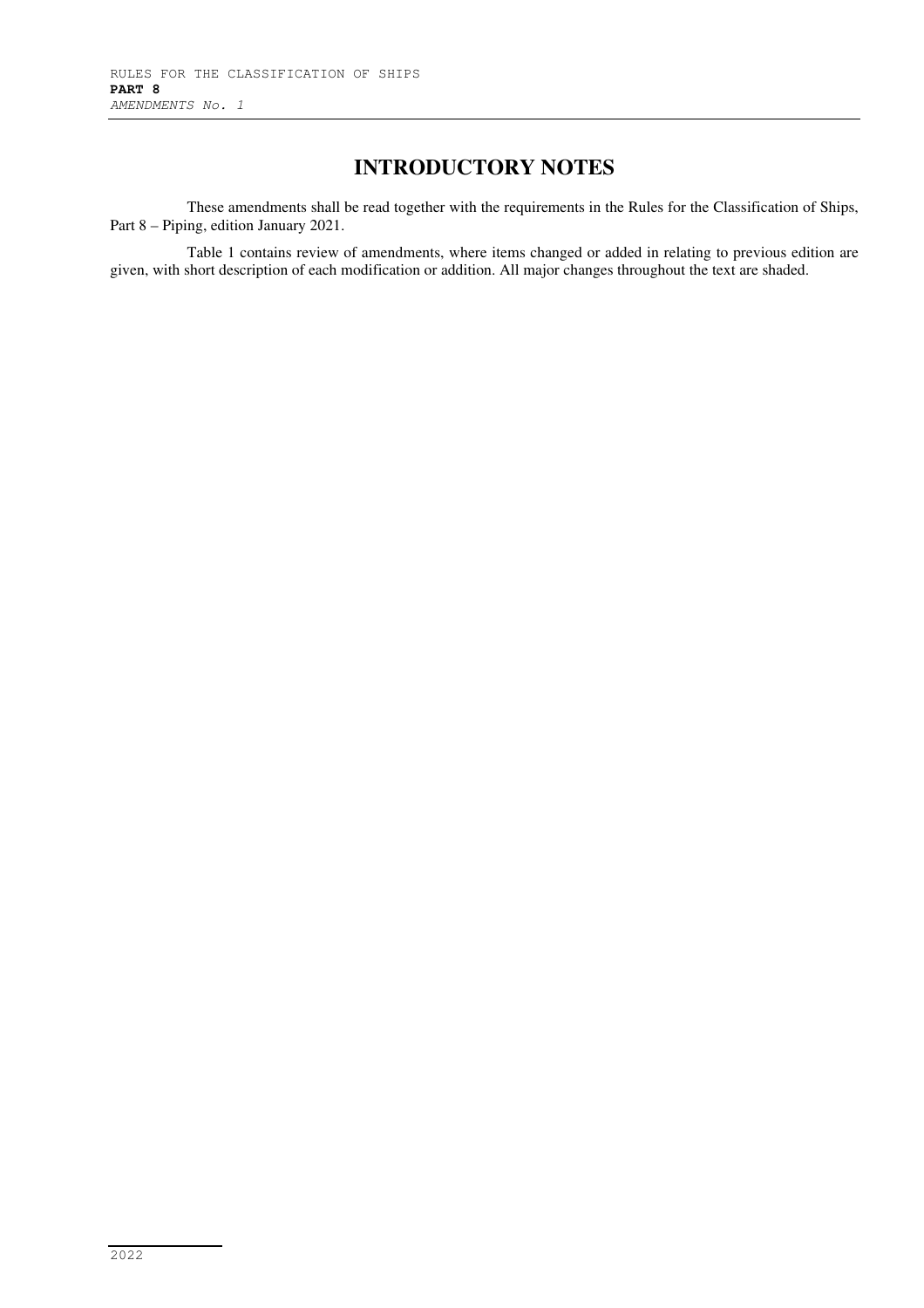# INTRODUCTORY NOTES

These amendments shall be read together with the requirements in the Rules for the Classification of Ships, Part 8 – Piping, edition January 2021.

Table 1 contains review of amendments, where items changed or added in relating to previous edition are given, with short description of each modification or addition. All major changes throughout the text are shaded.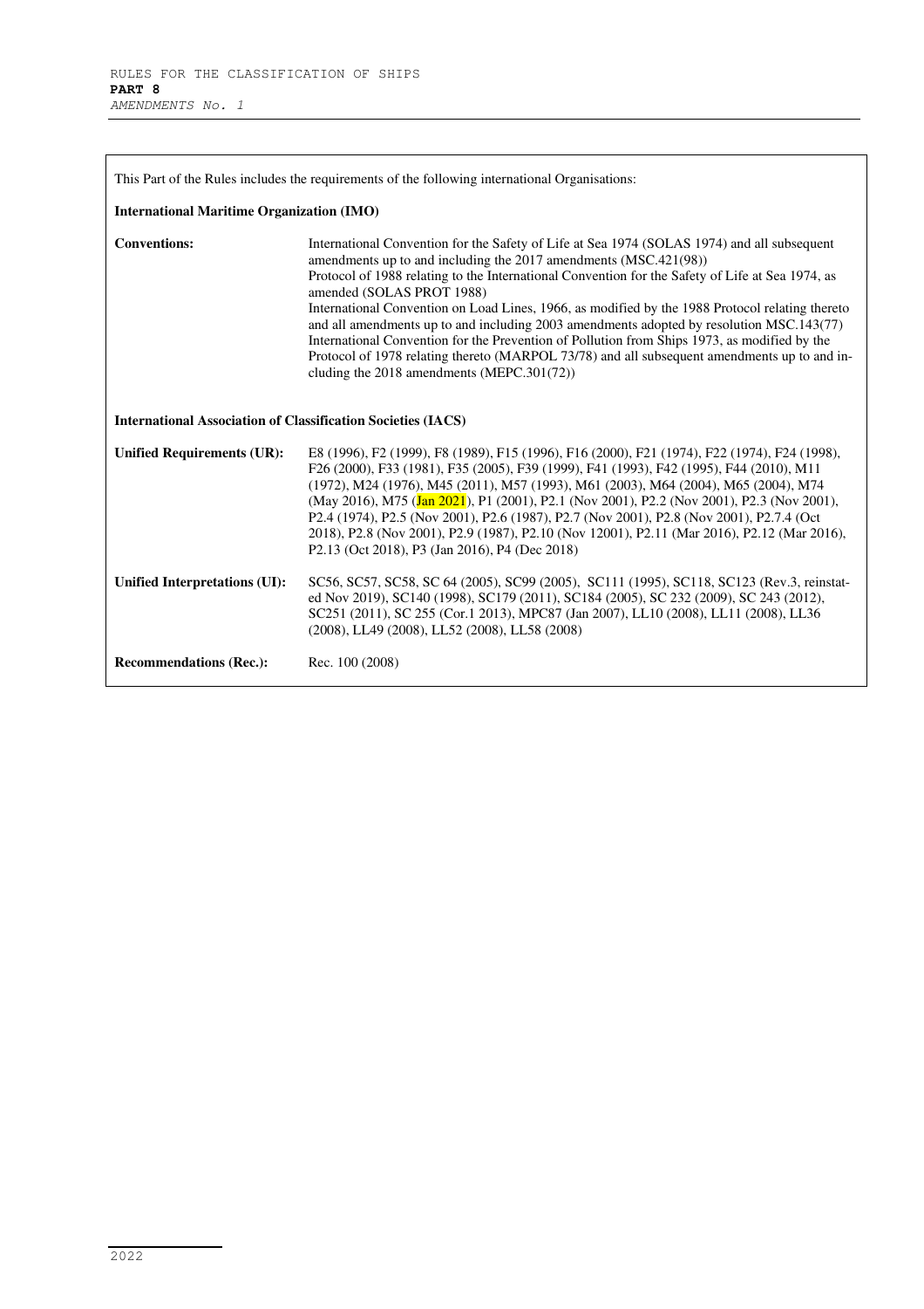This Part of the Rules includes the requirements of the following international Organisations:

**International Maritime Organization (IMO)**

| | |
|---|---|
| **Conventions:** | International Convention for the Safety of Life at Sea 1974 (SOLAS 1974) and all subsequent amendments up to and including the 2017 amendments (MSC.421(98))<br>Protocol of 1988 relating to the International Convention for the Safety of Life at Sea 1974, as amended (SOLAS PROT 1988)<br>International Convention on Load Lines, 1966, as modified by the 1988 Protocol relating thereto and all amendments up to and including 2003 amendments adopted by resolution MSC.143(77)<br>International Convention for the Prevention of Pollution from Ships 1973, as modified by the Protocol of 1978 relating thereto (MARPOL 73/78) and all subsequent amendments up to and including the 2018 amendments (MEPC.301(72)) |

**International Association of Classification Societies (IACS)**

| | |
|---|---|
| **Unified Requirements (UR):** | E8 (1996), F2 (1999), F8 (1989), F15 (1996), F16 (2000), F21 (1974), F22 (1974), F24 (1998), F26 (2000), F33 (1981), F35 (2005), F39 (1999), F41 (1993), F42 (1995), F44 (2010), M11 (1972), M24 (1976), M45 (2011), M57 (1993), M61 (2003), M64 (2004), M65 (2004), M74 (May 2016), M75 (Jan 2021), P1 (2001), P2.1 (Nov 2001), P2.2 (Nov 2001), P2.3 (Nov 2001), P2.4 (1974), P2.5 (Nov 2001), P2.6 (1987), P2.7 (Nov 2001), P2.8 (Nov 2001), P2.7.4 (Oct 2018), P2.8 (Nov 2001), P2.9 (1987), P2.10 (Nov 12001), P2.11 (Mar 2016), P2.12 (Mar 2016), P2.13 (Oct 2018), P3 (Jan 2016), P4 (Dec 2018) |
| **Unified Interpretations (UI):** | SC56, SC57, SC58, SC 64 (2005), SC99 (2005), SC111 (1995), SC118, SC123 (Rev.3, reinstated Nov 2019), SC140 (1998), SC179 (2011), SC184 (2005), SC 232 (2009), SC 243 (2012), SC251 (2011), SC 255 (Cor.1 2013), MPC87 (Jan 2007), LL10 (2008), LL11 (2008), LL36 (2008), LL49 (2008), LL52 (2008), LL58 (2008) |
| **Recommendations (Rec.):** | Rec. 100 (2008) |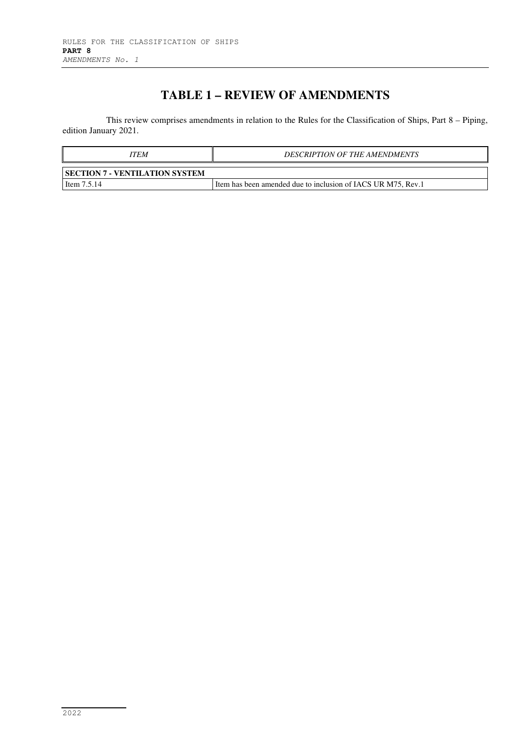# TABLE 1 – REVIEW OF AMENDMENTS

This review comprises amendments in relation to the Rules for the Classification of Ships, Part 8 – Piping, edition January 2021.

| *ITEM* | *DESCRIPTION OF THE AMENDMENTS* |
|---|---|
| **SECTION 7 - VENTILATION SYSTEM** | |
| Item 7.5.14 | Item has been amended due to inclusion of IACS UR M75, Rev.1 |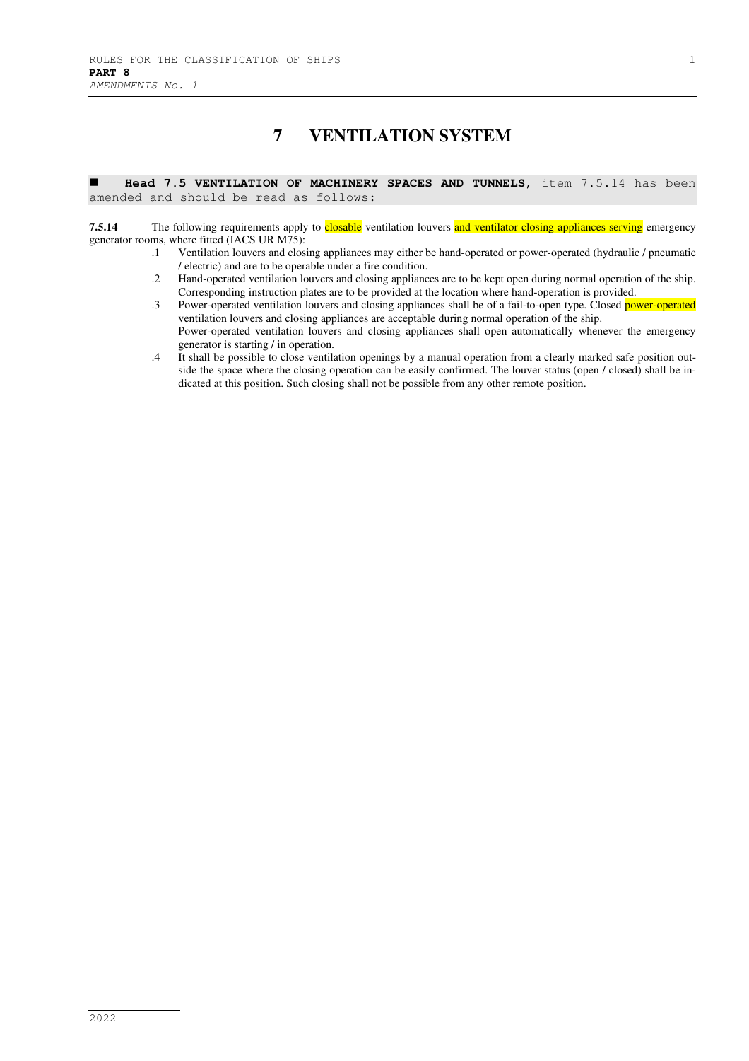# 7 VENTILATION SYSTEM

■ **Head 7.5 VENTILATION OF MACHINERY SPACES AND TUNNELS,** item 7.5.14 has been amended and should be read as follows:

**7.5.14** The following requirements apply to closable ventilation louvers and ventilator closing appliances serving emergency generator rooms, where fitted (IACS UR M75):

.1 Ventilation louvers and closing appliances may either be hand-operated or power-operated (hydraulic / pneumatic / electric) and are to be operable under a fire condition.

.2 Hand-operated ventilation louvers and closing appliances are to be kept open during normal operation of the ship. Corresponding instruction plates are to be provided at the location where hand-operation is provided.

.3 Power-operated ventilation louvers and closing appliances shall be of a fail-to-open type. Closed power-operated ventilation louvers and closing appliances are acceptable during normal operation of the ship.
Power-operated ventilation louvers and closing appliances shall open automatically whenever the emergency generator is starting / in operation.

.4 It shall be possible to close ventilation openings by a manual operation from a clearly marked safe position outside the space where the closing operation can be easily confirmed. The louver status (open / closed) shall be indicated at this position. Such closing shall not be possible from any other remote position.